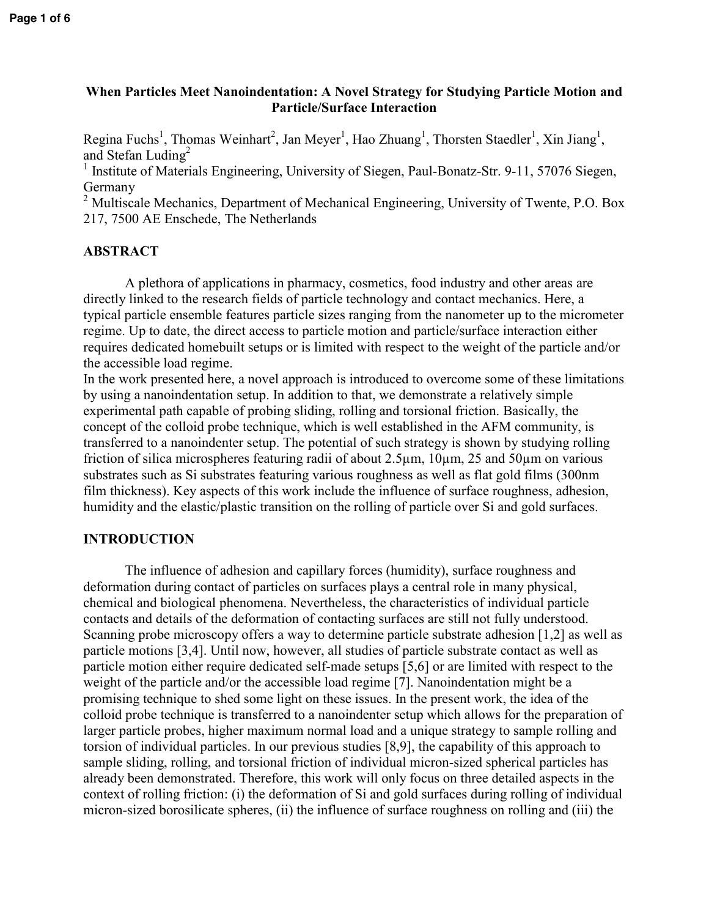# When Particles Meet Nanoindentation: A Novel Strategy for Studying Particle Motion and Particle/Surface Interaction

Regina Fuchs[1], Thomas Weinhart[2], Jan Meyer[1], Hao Zhuang[1], Thorsten Staedler[1], Xin Jiang[1], and Stefan Luding[2]

[1] Institute of Materials Engineering, University of Siegen, Paul-Bonatz-Str. 9-11, 57076 Siegen, Germany

[2] Multiscale Mechanics, Department of Mechanical Engineering, University of Twente, P.O. Box 217, 7500 AE Enschede, The Netherlands

## ABSTRACT

A plethora of applications in pharmacy, cosmetics, food industry and other areas are directly linked to the research fields of particle technology and contact mechanics. Here, a typical particle ensemble features particle sizes ranging from the nanometer up to the micrometer regime. Up to date, the direct access to particle motion and particle/surface interaction either requires dedicated homebuilt setups or is limited with respect to the weight of the particle and/or the accessible load regime.

In the work presented here, a novel approach is introduced to overcome some of these limitations by using a nanoindentation setup. In addition to that, we demonstrate a relatively simple experimental path capable of probing sliding, rolling and torsional friction. Basically, the concept of the colloid probe technique, which is well established in the AFM community, is transferred to a nanoindenter setup. The potential of such strategy is shown by studying rolling friction of silica microspheres featuring radii of about 2.5µm, 10µm, 25 and 50µm on various substrates such as Si substrates featuring various roughness as well as flat gold films (300nm film thickness). Key aspects of this work include the influence of surface roughness, adhesion, humidity and the elastic/plastic transition on the rolling of particle over Si and gold surfaces.

## INTRODUCTION

The influence of adhesion and capillary forces (humidity), surface roughness and deformation during contact of particles on surfaces plays a central role in many physical, chemical and biological phenomena. Nevertheless, the characteristics of individual particle contacts and details of the deformation of contacting surfaces are still not fully understood. Scanning probe microscopy offers a way to determine particle substrate adhesion [1,2] as well as particle motions [3,4]. Until now, however, all studies of particle substrate contact as well as particle motion either require dedicated self-made setups [5,6] or are limited with respect to the weight of the particle and/or the accessible load regime [7]. Nanoindentation might be a promising technique to shed some light on these issues. In the present work, the idea of the colloid probe technique is transferred to a nanoindenter setup which allows for the preparation of larger particle probes, higher maximum normal load and a unique strategy to sample rolling and torsion of individual particles. In our previous studies [8,9], the capability of this approach to sample sliding, rolling, and torsional friction of individual micron-sized spherical particles has already been demonstrated. Therefore, this work will only focus on three detailed aspects in the context of rolling friction: (i) the deformation of Si and gold surfaces during rolling of individual micron-sized borosilicate spheres, (ii) the influence of surface roughness on rolling and (iii) the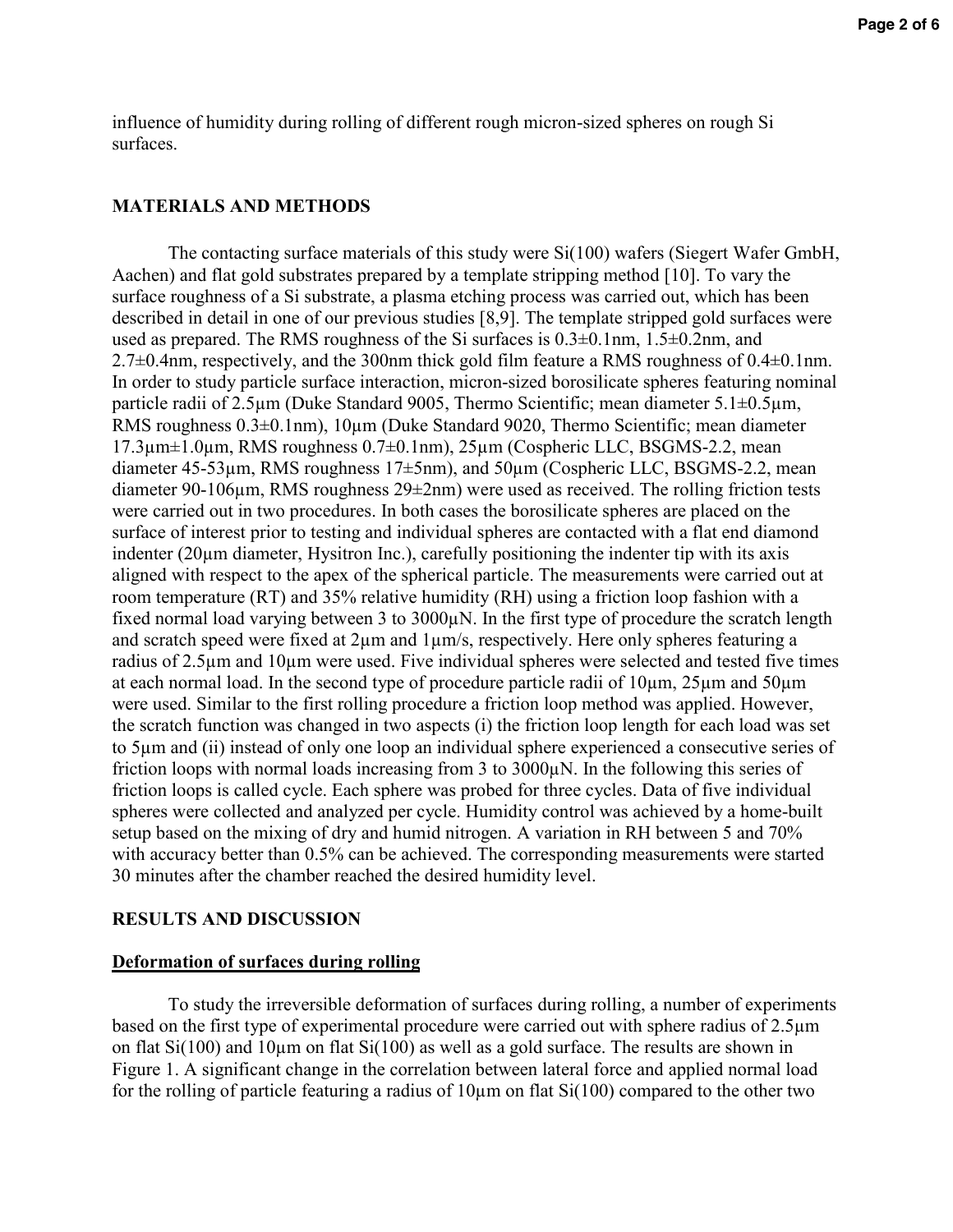influence of humidity during rolling of different rough micron-sized spheres on rough Si surfaces.

## MATERIALS AND METHODS

The contacting surface materials of this study were Si(100) wafers (Siegert Wafer GmbH, Aachen) and flat gold substrates prepared by a template stripping method [10]. To vary the surface roughness of a Si substrate, a plasma etching process was carried out, which has been described in detail in one of our previous studies [8,9]. The template stripped gold surfaces were used as prepared. The RMS roughness of the Si surfaces is 0.3±0.1nm, 1.5±0.2nm, and 2.7±0.4nm, respectively, and the 300nm thick gold film feature a RMS roughness of 0.4±0.1nm. In order to study particle surface interaction, micron-sized borosilicate spheres featuring nominal particle radii of 2.5µm (Duke Standard 9005, Thermo Scientific; mean diameter 5.1±0.5µm, RMS roughness 0.3±0.1nm), 10µm (Duke Standard 9020, Thermo Scientific; mean diameter 17.3µm±1.0µm, RMS roughness 0.7±0.1nm), 25µm (Cospheric LLC, BSGMS-2.2, mean diameter 45-53µm, RMS roughness 17±5nm), and 50µm (Cospheric LLC, BSGMS-2.2, mean diameter 90-106µm, RMS roughness 29±2nm) were used as received. The rolling friction tests were carried out in two procedures. In both cases the borosilicate spheres are placed on the surface of interest prior to testing and individual spheres are contacted with a flat end diamond indenter (20µm diameter, Hysitron Inc.), carefully positioning the indenter tip with its axis aligned with respect to the apex of the spherical particle. The measurements were carried out at room temperature (RT) and 35% relative humidity (RH) using a friction loop fashion with a fixed normal load varying between 3 to 3000µN. In the first type of procedure the scratch length and scratch speed were fixed at 2µm and 1µm/s, respectively. Here only spheres featuring a radius of 2.5µm and 10µm were used. Five individual spheres were selected and tested five times at each normal load. In the second type of procedure particle radii of 10µm, 25µm and 50µm were used. Similar to the first rolling procedure a friction loop method was applied. However, the scratch function was changed in two aspects (i) the friction loop length for each load was set to 5µm and (ii) instead of only one loop an individual sphere experienced a consecutive series of friction loops with normal loads increasing from 3 to 3000µN. In the following this series of friction loops is called cycle. Each sphere was probed for three cycles. Data of five individual spheres were collected and analyzed per cycle. Humidity control was achieved by a home-built setup based on the mixing of dry and humid nitrogen. A variation in RH between 5 and 70% with accuracy better than 0.5% can be achieved. The corresponding measurements were started 30 minutes after the chamber reached the desired humidity level.

## RESULTS AND DISCUSSION

### Deformation of surfaces during rolling

To study the irreversible deformation of surfaces during rolling, a number of experiments based on the first type of experimental procedure were carried out with sphere radius of 2.5µm on flat Si(100) and 10µm on flat Si(100) as well as a gold surface. The results are shown in Figure 1. A significant change in the correlation between lateral force and applied normal load for the rolling of particle featuring a radius of 10µm on flat Si(100) compared to the other two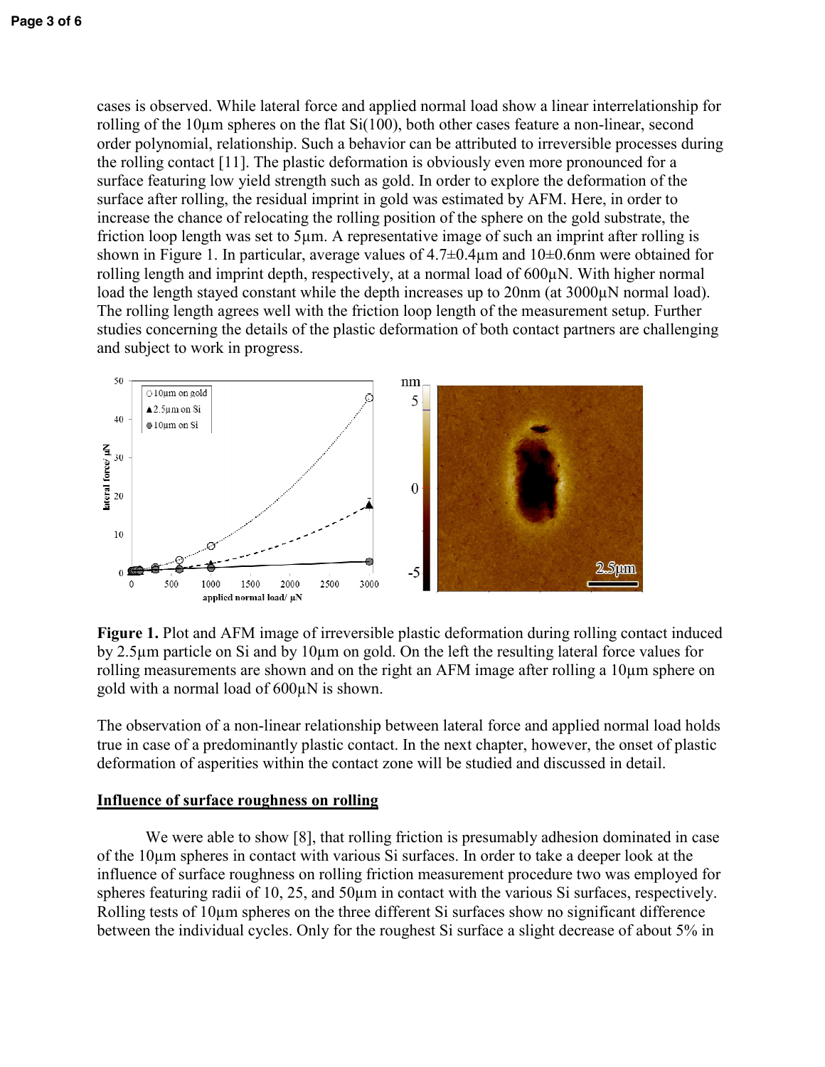cases is observed. While lateral force and applied normal load show a linear interrelationship for rolling of the 10µm spheres on the flat Si(100), both other cases feature a non-linear, second order polynomial, relationship. Such a behavior can be attributed to irreversible processes during the rolling contact [11]. The plastic deformation is obviously even more pronounced for a surface featuring low yield strength such as gold. In order to explore the deformation of the surface after rolling, the residual imprint in gold was estimated by AFM. Here, in order to increase the chance of relocating the rolling position of the sphere on the gold substrate, the friction loop length was set to 5µm. A representative image of such an imprint after rolling is shown in Figure 1. In particular, average values of 4.7±0.4µm and 10±0.6nm were obtained for rolling length and imprint depth, respectively, at a normal load of 600µN. With higher normal load the length stayed constant while the depth increases up to 20nm (at 3000µN normal load). The rolling length agrees well with the friction loop length of the measurement setup. Further studies concerning the details of the plastic deformation of both contact partners are challenging and subject to work in progress.

**Figure 1.** Plot and AFM image of irreversible plastic deformation during rolling contact induced by 2.5µm particle on Si and by 10µm on gold. On the left the resulting lateral force values for rolling measurements are shown and on the right an AFM image after rolling a 10µm sphere on gold with a normal load of 600µN is shown.

The observation of a non-linear relationship between lateral force and applied normal load holds true in case of a predominantly plastic contact. In the next chapter, however, the onset of plastic deformation of asperities within the contact zone will be studied and discussed in detail.

## Influence of surface roughness on rolling

We were able to show [8], that rolling friction is presumably adhesion dominated in case of the 10µm spheres in contact with various Si surfaces. In order to take a deeper look at the influence of surface roughness on rolling friction measurement procedure two was employed for spheres featuring radii of 10, 25, and 50µm in contact with the various Si surfaces, respectively. Rolling tests of 10µm spheres on the three different Si surfaces show no significant difference between the individual cycles. Only for the roughest Si surface a slight decrease of about 5% in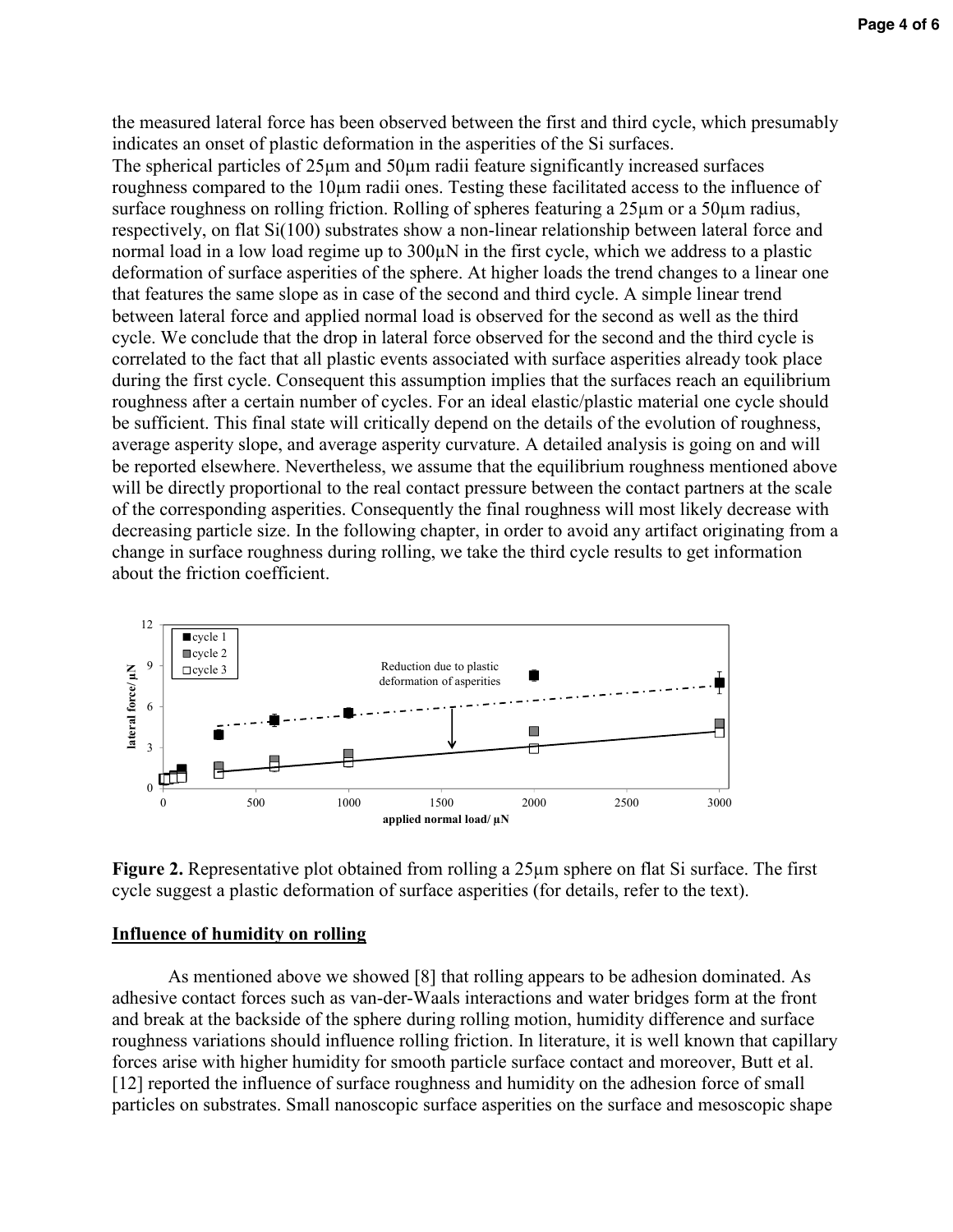the measured lateral force has been observed between the first and third cycle, which presumably indicates an onset of plastic deformation in the asperities of the Si surfaces.
The spherical particles of 25µm and 50µm radii feature significantly increased surfaces roughness compared to the 10µm radii ones. Testing these facilitated access to the influence of surface roughness on rolling friction. Rolling of spheres featuring a 25µm or a 50µm radius, respectively, on flat Si(100) substrates show a non-linear relationship between lateral force and normal load in a low load regime up to 300µN in the first cycle, which we address to a plastic deformation of surface asperities of the sphere. At higher loads the trend changes to a linear one that features the same slope as in case of the second and third cycle. A simple linear trend between lateral force and applied normal load is observed for the second as well as the third cycle. We conclude that the drop in lateral force observed for the second and the third cycle is correlated to the fact that all plastic events associated with surface asperities already took place during the first cycle. Consequent this assumption implies that the surfaces reach an equilibrium roughness after a certain number of cycles. For an ideal elastic/plastic material one cycle should be sufficient. This final state will critically depend on the details of the evolution of roughness, average asperity slope, and average asperity curvature. A detailed analysis is going on and will be reported elsewhere. Nevertheless, we assume that the equilibrium roughness mentioned above will be directly proportional to the real contact pressure between the contact partners at the scale of the corresponding asperities. Consequently the final roughness will most likely decrease with decreasing particle size. In the following chapter, in order to avoid any artifact originating from a change in surface roughness during rolling, we take the third cycle results to get information about the friction coefficient.

**Figure 2.** Representative plot obtained from rolling a 25µm sphere on flat Si surface. The first cycle suggest a plastic deformation of surface asperities (for details, refer to the text).

## Influence of humidity on rolling

As mentioned above we showed [8] that rolling appears to be adhesion dominated. As adhesive contact forces such as van-der-Waals interactions and water bridges form at the front and break at the backside of the sphere during rolling motion, humidity difference and surface roughness variations should influence rolling friction. In literature, it is well known that capillary forces arise with higher humidity for smooth particle surface contact and moreover, Butt et al. [12] reported the influence of surface roughness and humidity on the adhesion force of small particles on substrates. Small nanoscopic surface asperities on the surface and mesoscopic shape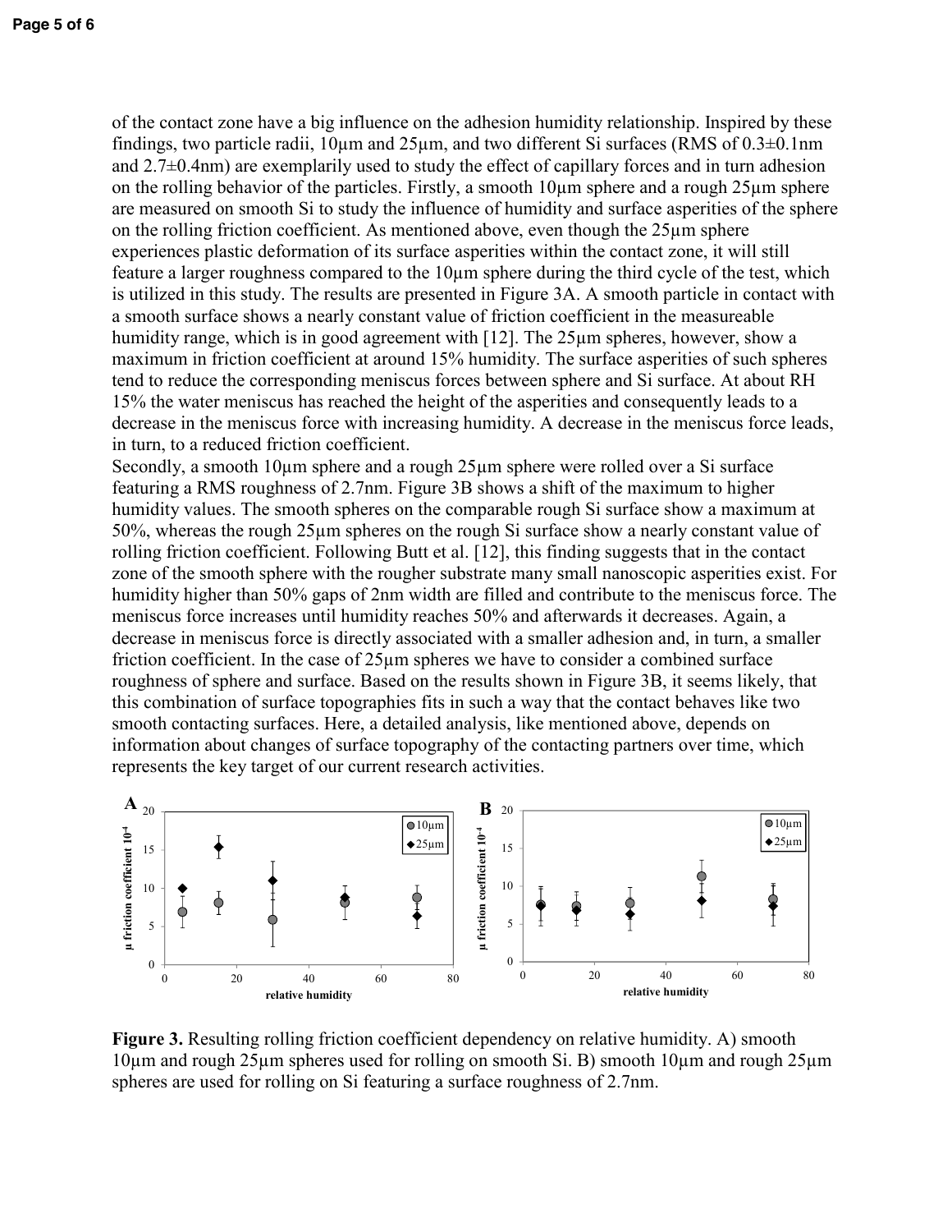of the contact zone have a big influence on the adhesion humidity relationship. Inspired by these findings, two particle radii, 10µm and 25µm, and two different Si surfaces (RMS of 0.3±0.1nm and 2.7±0.4nm) are exemplarily used to study the effect of capillary forces and in turn adhesion on the rolling behavior of the particles. Firstly, a smooth 10µm sphere and a rough 25µm sphere are measured on smooth Si to study the influence of humidity and surface asperities of the sphere on the rolling friction coefficient. As mentioned above, even though the 25µm sphere experiences plastic deformation of its surface asperities within the contact zone, it will still feature a larger roughness compared to the 10µm sphere during the third cycle of the test, which is utilized in this study. The results are presented in Figure 3A. A smooth particle in contact with a smooth surface shows a nearly constant value of friction coefficient in the measureable humidity range, which is in good agreement with [12]. The 25µm spheres, however, show a maximum in friction coefficient at around 15% humidity. The surface asperities of such spheres tend to reduce the corresponding meniscus forces between sphere and Si surface. At about RH 15% the water meniscus has reached the height of the asperities and consequently leads to a decrease in the meniscus force with increasing humidity. A decrease in the meniscus force leads, in turn, to a reduced friction coefficient.

Secondly, a smooth 10µm sphere and a rough 25µm sphere were rolled over a Si surface featuring a RMS roughness of 2.7nm. Figure 3B shows a shift of the maximum to higher humidity values. The smooth spheres on the comparable rough Si surface show a maximum at 50%, whereas the rough 25µm spheres on the rough Si surface show a nearly constant value of rolling friction coefficient. Following Butt et al. [12], this finding suggests that in the contact zone of the smooth sphere with the rougher substrate many small nanoscopic asperities exist. For humidity higher than 50% gaps of 2nm width are filled and contribute to the meniscus force. The meniscus force increases until humidity reaches 50% and afterwards it decreases. Again, a decrease in meniscus force is directly associated with a smaller adhesion and, in turn, a smaller friction coefficient. In the case of 25µm spheres we have to consider a combined surface roughness of sphere and surface. Based on the results shown in Figure 3B, it seems likely, that this combination of surface topographies fits in such a way that the contact behaves like two smooth contacting surfaces. Here, a detailed analysis, like mentioned above, depends on information about changes of surface topography of the contacting partners over time, which represents the key target of our current research activities.

**Figure 3.** Resulting rolling friction coefficient dependency on relative humidity. A) smooth 10µm and rough 25µm spheres used for rolling on smooth Si. B) smooth 10µm and rough 25µm spheres are used for rolling on Si featuring a surface roughness of 2.7nm.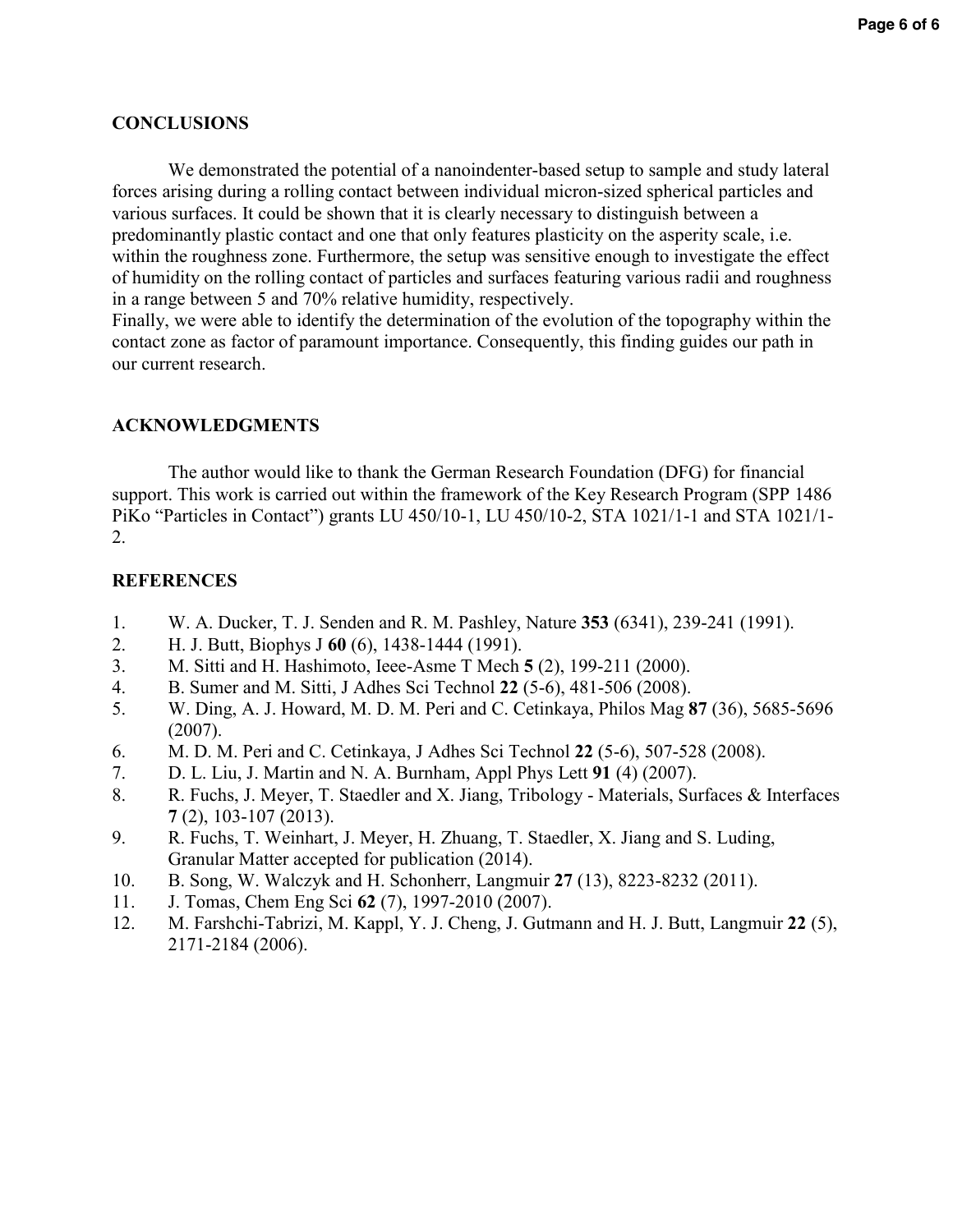## CONCLUSIONS

We demonstrated the potential of a nanoindenter-based setup to sample and study lateral forces arising during a rolling contact between individual micron-sized spherical particles and various surfaces. It could be shown that it is clearly necessary to distinguish between a predominantly plastic contact and one that only features plasticity on the asperity scale, i.e. within the roughness zone. Furthermore, the setup was sensitive enough to investigate the effect of humidity on the rolling contact of particles and surfaces featuring various radii and roughness in a range between 5 and 70% relative humidity, respectively.
Finally, we were able to identify the determination of the evolution of the topography within the contact zone as factor of paramount importance. Consequently, this finding guides our path in our current research.

## ACKNOWLEDGMENTS

The author would like to thank the German Research Foundation (DFG) for financial support. This work is carried out within the framework of the Key Research Program (SPP 1486 PiKo "Particles in Contact") grants LU 450/10-1, LU 450/10-2, STA 1021/1-1 and STA 1021/1-2.

## REFERENCES

1. W. A. Ducker, T. J. Senden and R. M. Pashley, Nature **353** (6341), 239-241 (1991).
2. H. J. Butt, Biophys J **60** (6), 1438-1444 (1991).
3. M. Sitti and H. Hashimoto, Ieee-Asme T Mech **5** (2), 199-211 (2000).
4. B. Sumer and M. Sitti, J Adhes Sci Technol **22** (5-6), 481-506 (2008).
5. W. Ding, A. J. Howard, M. D. M. Peri and C. Cetinkaya, Philos Mag **87** (36), 5685-5696 (2007).
6. M. D. M. Peri and C. Cetinkaya, J Adhes Sci Technol **22** (5-6), 507-528 (2008).
7. D. L. Liu, J. Martin and N. A. Burnham, Appl Phys Lett **91** (4) (2007).
8. R. Fuchs, J. Meyer, T. Staedler and X. Jiang, Tribology - Materials, Surfaces & Interfaces **7** (2), 103-107 (2013).
9. R. Fuchs, T. Weinhart, J. Meyer, H. Zhuang, T. Staedler, X. Jiang and S. Luding, Granular Matter accepted for publication (2014).
10. B. Song, W. Walczyk and H. Schonherr, Langmuir **27** (13), 8223-8232 (2011).
11. J. Tomas, Chem Eng Sci **62** (7), 1997-2010 (2007).
12. M. Farshchi-Tabrizi, M. Kappl, Y. J. Cheng, J. Gutmann and H. J. Butt, Langmuir **22** (5), 2171-2184 (2006).